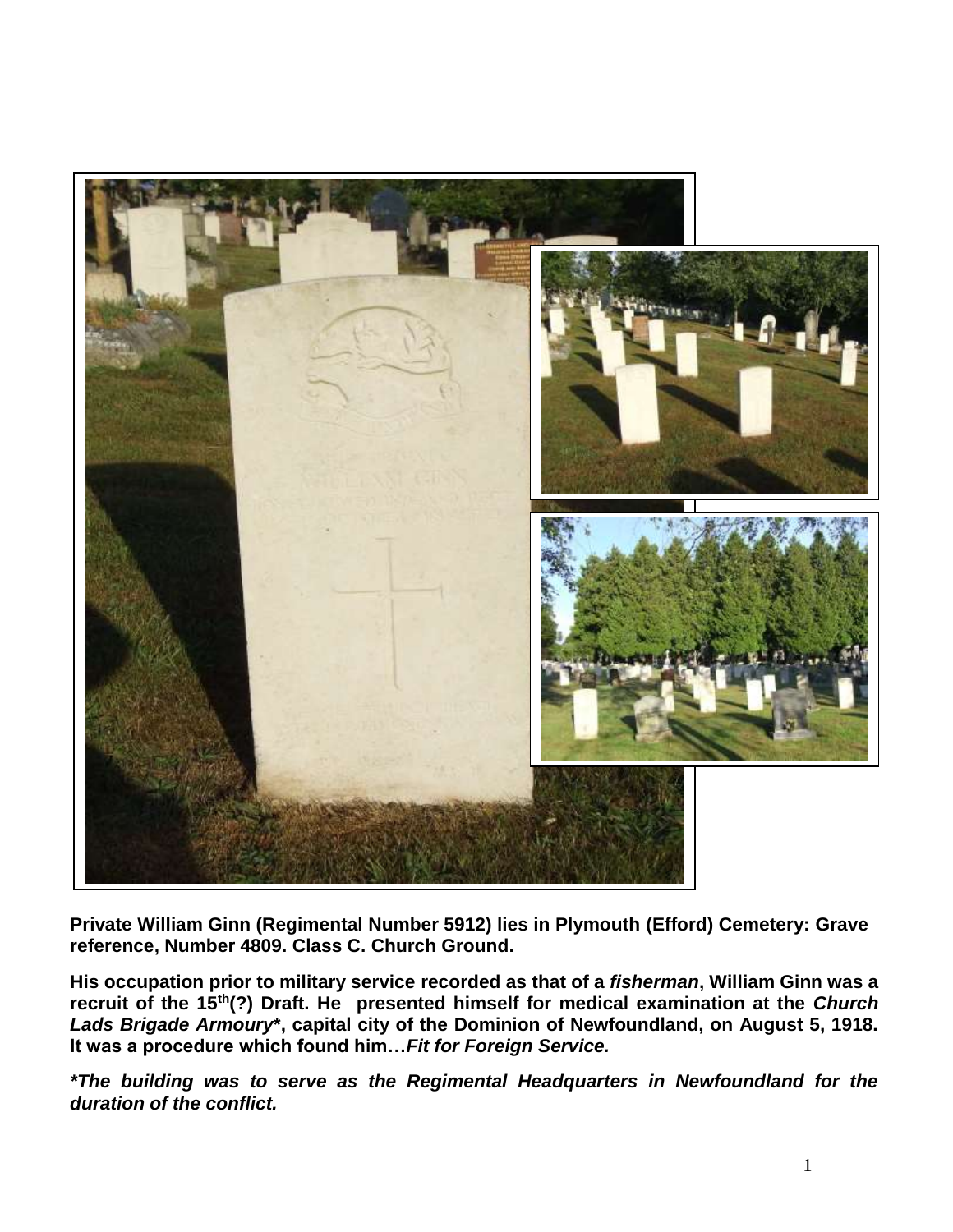**Private William Ginn (Regimental Number 5912) lies in Plymouth (Efford) Cemetery: Grave reference, Number 4809. Class C. Church Ground.**

**His occupation prior to military service recorded as that of a *fisherman*, William Ginn was a recruit of the 15th(?) Draft. He presented himself for medical examination at the *Church Lads Brigade Armoury****, capital city of the Dominion of Newfoundland, on August 5, 1918. It was a procedure which found him…*Fit for Foreign Service.***

***\*The building was to serve as the Regimental Headquarters in Newfoundland for the duration of the conflict.***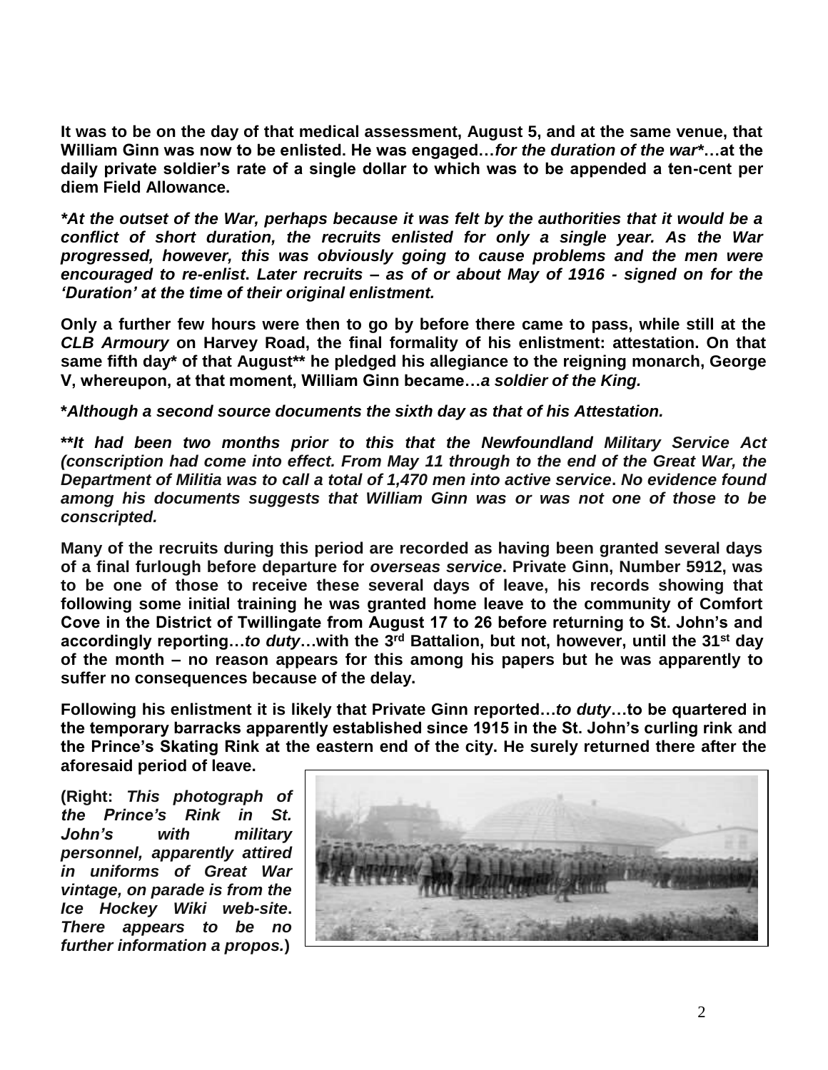**It was to be on the day of that medical assessment, August 5, and at the same venue, that William Ginn was now to be enlisted. He was engaged…*for the duration of the war*\*…at the daily private soldier's rate of a single dollar to which was to be appended a ten-cent per diem Field Allowance.**

***At the outset of the War, perhaps because it was felt by the authorities that it would be a conflict of short duration, the recruits enlisted for only a single year. As the War progressed, however, this was obviously going to cause problems and the men were encouraged to re-enlist. Later recruits – as of or about May of 1916 - signed on for the 'Duration' at the time of their original enlistment.***

**Only a further few hours were then to go by before there came to pass, while still at the *CLB Armoury* on Harvey Road, the final formality of his enlistment: attestation. On that same fifth day\* of that August\*\* he pledged his allegiance to the reigning monarch, George V, whereupon, at that moment, William Ginn became…*a soldier of the King.***

***Although a second source documents the sixth day as that of his Attestation.***

****It had been two months prior to this that the Newfoundland Military Service Act (conscription had come into effect. From May 11 through to the end of the Great War, the Department of Militia was to call a total of 1,470 men into active service. No evidence found among his documents suggests that William Ginn was or was not one of those to be conscripted.***

**Many of the recruits during this period are recorded as having been granted several days of a final furlough before departure for *overseas service*. Private Ginn, Number 5912, was to be one of those to receive these several days of leave, his records showing that following some initial training he was granted home leave to the community of Comfort Cove in the District of Twillingate from August 17 to 26 before returning to St. John's and accordingly reporting…*to duty*…with the 3rd Battalion, but not, however, until the 31st day of the month – no reason appears for this among his papers but he was apparently to suffer no consequences because of the delay.**

**Following his enlistment it is likely that Private Ginn reported…*to duty*…to be quartered in the temporary barracks apparently established since 1915 in the St. John's curling rink and the Prince's Skating Rink at the eastern end of the city. He surely returned there after the aforesaid period of leave.**

**(Right: *This photograph of the Prince's Rink in St. John's with military personnel, apparently attired in uniforms of Great War vintage, on parade is from the Ice Hockey Wiki web-site. There appears to be no further information a propos.*)**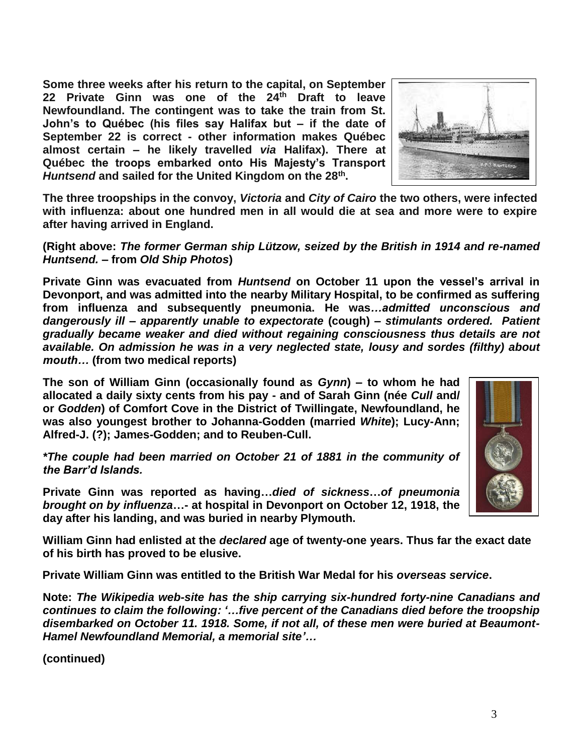**Some three weeks after his return to the capital, on September 22 Private Ginn was one of the 24th Draft to leave Newfoundland. The contingent was to take the train from St. John's to Québec (his files say Halifax but – if the date of September 22 is correct - other information makes Québec almost certain – he likely travelled *via* Halifax). There at Québec the troops embarked onto His Majesty's Transport *Huntsend* and sailed for the United Kingdom on the 28th.**

**The three troopships in the convoy, *Victoria* and *City of Cairo* the two others, were infected with influenza: about one hundred men in all would die at sea and more were to expire after having arrived in England.**

**(Right above: *The former German ship Lützow, seized by the British in 1914 and re-named Huntsend.* – from *Old Ship Photos*)**

**Private Ginn was evacuated from *Huntsend* on October 11 upon the vessel's arrival in Devonport, and was admitted into the nearby Military Hospital, to be confirmed as suffering from influenza and subsequently pneumonia. He was*…admitted unconscious and dangerously ill – apparently unable to expectorate* (cough) – *stimulants ordered. Patient gradually became weaker and died without regaining consciousness thus details are not available. On admission he was in a very neglected state, lousy and sordes (filthy) about mouth…* (from two medical reports)**

**The son of William Ginn (occasionally found as *Gynn*) – to whom he had allocated a daily sixty cents from his pay - and of Sarah Ginn (née *Cull* and/ or *Godden*) of Comfort Cove in the District of Twillingate, Newfoundland, he was also youngest brother to Johanna-Godden (married *White*); Lucy-Ann; Alfred-J. (?); James-Godden; and to Reuben-Cull.**

***\*The couple had been married on October 21 of 1881 in the community of the Barr'd Islands.***

**Private Ginn was reported as having…*died of sickness*…*of pneumonia brought on by influenza*…- at hospital in Devonport on October 12, 1918, the day after his landing, and was buried in nearby Plymouth.**

**William Ginn had enlisted at the *declared* age of twenty-one years. Thus far the exact date of his birth has proved to be elusive.**

**Private William Ginn was entitled to the British War Medal for his *overseas service*.**

**Note:** ***The Wikipedia web-site has the ship carrying six-hundred forty-nine Canadians and continues to claim the following: '…five percent of the Canadians died before the troopship disembarked on October 11. 1918. Some, if not all, of these men were buried at Beaumont-Hamel Newfoundland Memorial, a memorial site'…***

**(continued)**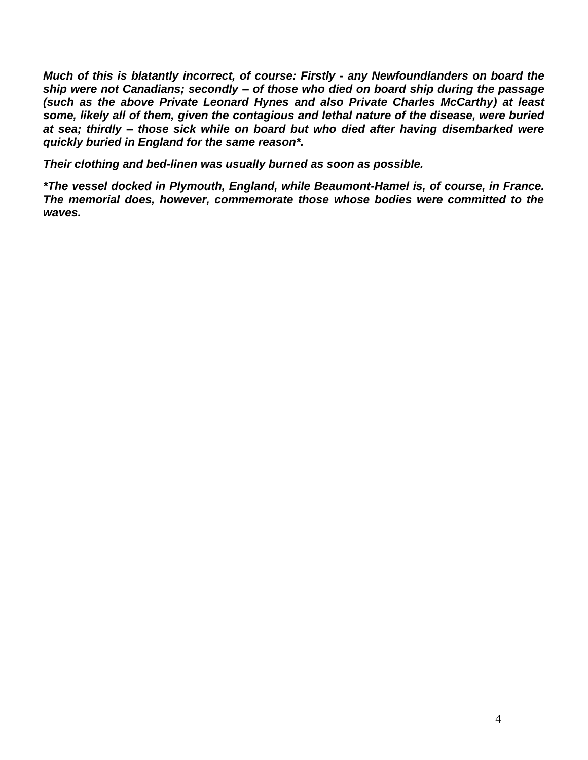***Much of this is blatantly incorrect, of course: Firstly - any Newfoundlanders on board the ship were not Canadians; secondly – of those who died on board ship during the passage (such as the above Private Leonard Hynes and also Private Charles McCarthy) at least some, likely all of them, given the contagious and lethal nature of the disease, were buried at sea; thirdly – those sick while on board but who died after having disembarked were quickly buried in England for the same reason*.***

***Their clothing and bed-linen was usually burned as soon as possible.***

****The vessel docked in Plymouth, England, while Beaumont-Hamel is, of course, in France. The memorial does, however, commemorate those whose bodies were committed to the waves.***